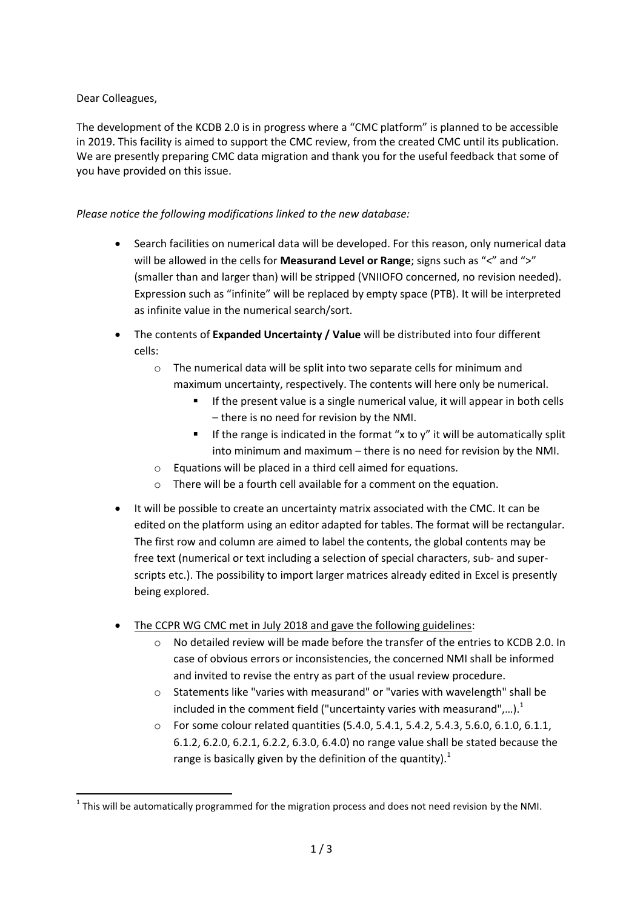Dear Colleagues,

The development of the KCDB 2.0 is in progress where a "CMC platform" is planned to be accessible in 2019. This facility is aimed to support the CMC review, from the created CMC until its publication. We are presently preparing CMC data migration and thank you for the useful feedback that some of you have provided on this issue.

*Please notice the following modifications linked to the new database:*

- Search facilities on numerical data will be developed. For this reason, only numerical data will be allowed in the cells for **Measurand Level or Range**; signs such as "<" and ">" (smaller than and larger than) will be stripped (VNIIOFO concerned, no revision needed). Expression such as "infinite" will be replaced by empty space (PTB). It will be interpreted as infinite value in the numerical search/sort.
- The contents of **Expanded Uncertainty / Value** will be distributed into four different cells:
  - The numerical data will be split into two separate cells for minimum and maximum uncertainty, respectively. The contents will here only be numerical.
    - If the present value is a single numerical value, it will appear in both cells – there is no need for revision by the NMI.
    - If the range is indicated in the format "x to y" it will be automatically split into minimum and maximum – there is no need for revision by the NMI.
  - Equations will be placed in a third cell aimed for equations.
  - There will be a fourth cell available for a comment on the equation.
- It will be possible to create an uncertainty matrix associated with the CMC. It can be edited on the platform using an editor adapted for tables. The format will be rectangular. The first row and column are aimed to label the contents, the global contents may be free text (numerical or text including a selection of special characters, sub- and super-scripts etc.). The possibility to import larger matrices already edited in Excel is presently being explored.
- <u>The CCPR WG CMC met in July 2018 and gave the following guidelines</u>:
  - No detailed review will be made before the transfer of the entries to KCDB 2.0. In case of obvious errors or inconsistencies, the concerned NMI shall be informed and invited to revise the entry as part of the usual review procedure.
  - Statements like "varies with measurand" or "varies with wavelength" shall be included in the comment field ("uncertainty varies with measurand",…).[1]
  - For some colour related quantities (5.4.0, 5.4.1, 5.4.2, 5.4.3, 5.6.0, 6.1.0, 6.1.1, 6.1.2, 6.2.0, 6.2.1, 6.2.2, 6.3.0, 6.4.0) no range value shall be stated because the range is basically given by the definition of the quantity).[1]

[1] This will be automatically programmed for the migration process and does not need revision by the NMI.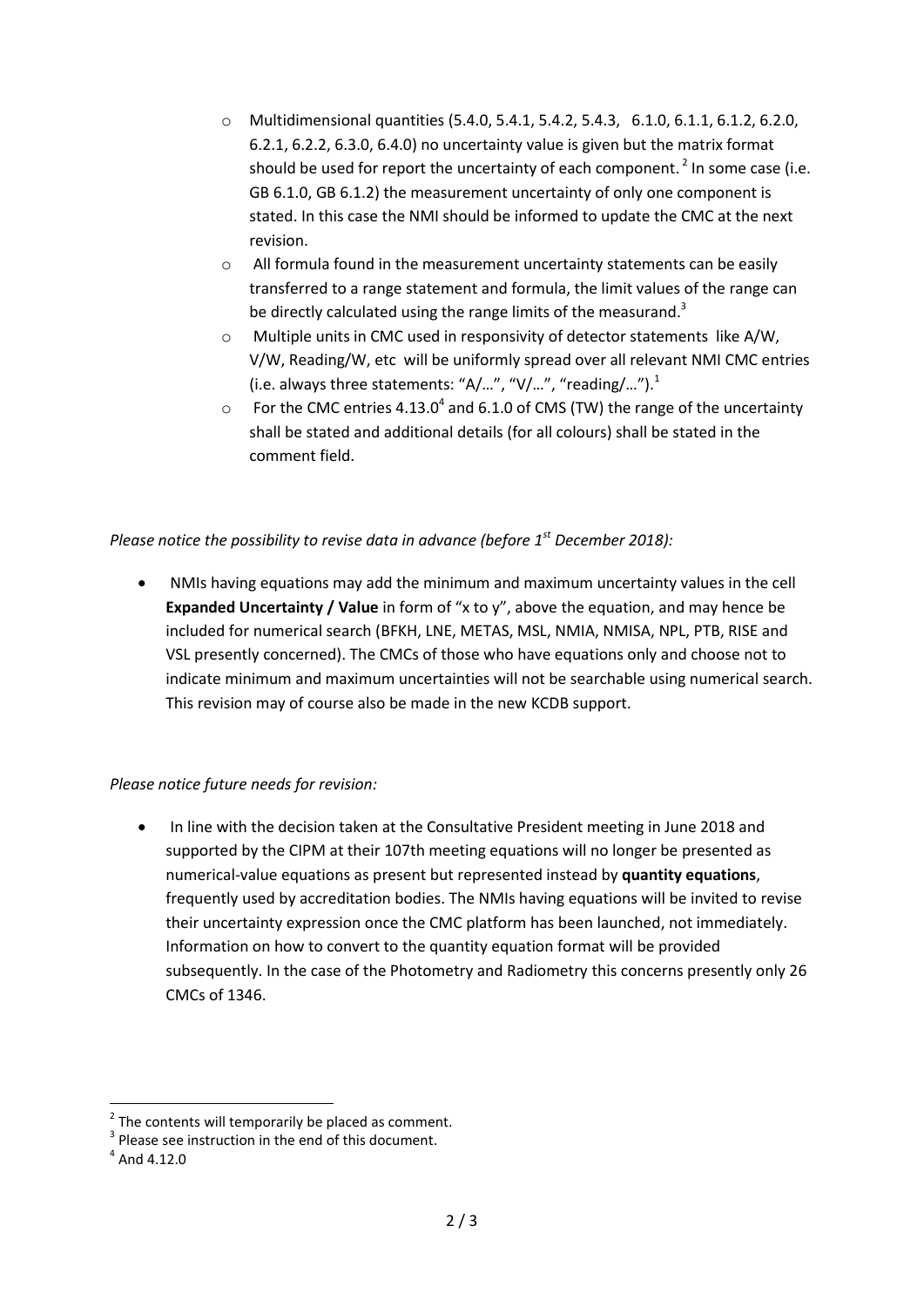- Multidimensional quantities (5.4.0, 5.4.1, 5.4.2, 5.4.3, 6.1.0, 6.1.1, 6.1.2, 6.2.0, 6.2.1, 6.2.2, 6.3.0, 6.4.0) no uncertainty value is given but the matrix format should be used for report the uncertainty of each component.[2] In some case (i.e. GB 6.1.0, GB 6.1.2) the measurement uncertainty of only one component is stated. In this case the NMI should be informed to update the CMC at the next revision.
- All formula found in the measurement uncertainty statements can be easily transferred to a range statement and formula, the limit values of the range can be directly calculated using the range limits of the measurand.[3]
- Multiple units in CMC used in responsivity of detector statements like A/W, V/W, Reading/W, etc will be uniformly spread over all relevant NMI CMC entries (i.e. always three statements: "A/…", "V/…", "reading/…").[1]
- For the CMC entries 4.13.0[4] and 6.1.0 of CMS (TW) the range of the uncertainty shall be stated and additional details (for all colours) shall be stated in the comment field.

*Please notice the possibility to revise data in advance (before 1st December 2018):*

- NMIs having equations may add the minimum and maximum uncertainty values in the cell **Expanded Uncertainty / Value** in form of "x to y", above the equation, and may hence be included for numerical search (BFKH, LNE, METAS, MSL, NMIA, NMISA, NPL, PTB, RISE and VSL presently concerned). The CMCs of those who have equations only and choose not to indicate minimum and maximum uncertainties will not be searchable using numerical search. This revision may of course also be made in the new KCDB support.

*Please notice future needs for revision:*

- In line with the decision taken at the Consultative President meeting in June 2018 and supported by the CIPM at their 107th meeting equations will no longer be presented as numerical-value equations as present but represented instead by **quantity equations**, frequently used by accreditation bodies. The NMIs having equations will be invited to revise their uncertainty expression once the CMC platform has been launched, not immediately. Information on how to convert to the quantity equation format will be provided subsequently. In the case of the Photometry and Radiometry this concerns presently only 26 CMCs of 1346.

[2] The contents will temporarily be placed as comment.

[3] Please see instruction in the end of this document.

[4] And 4.12.0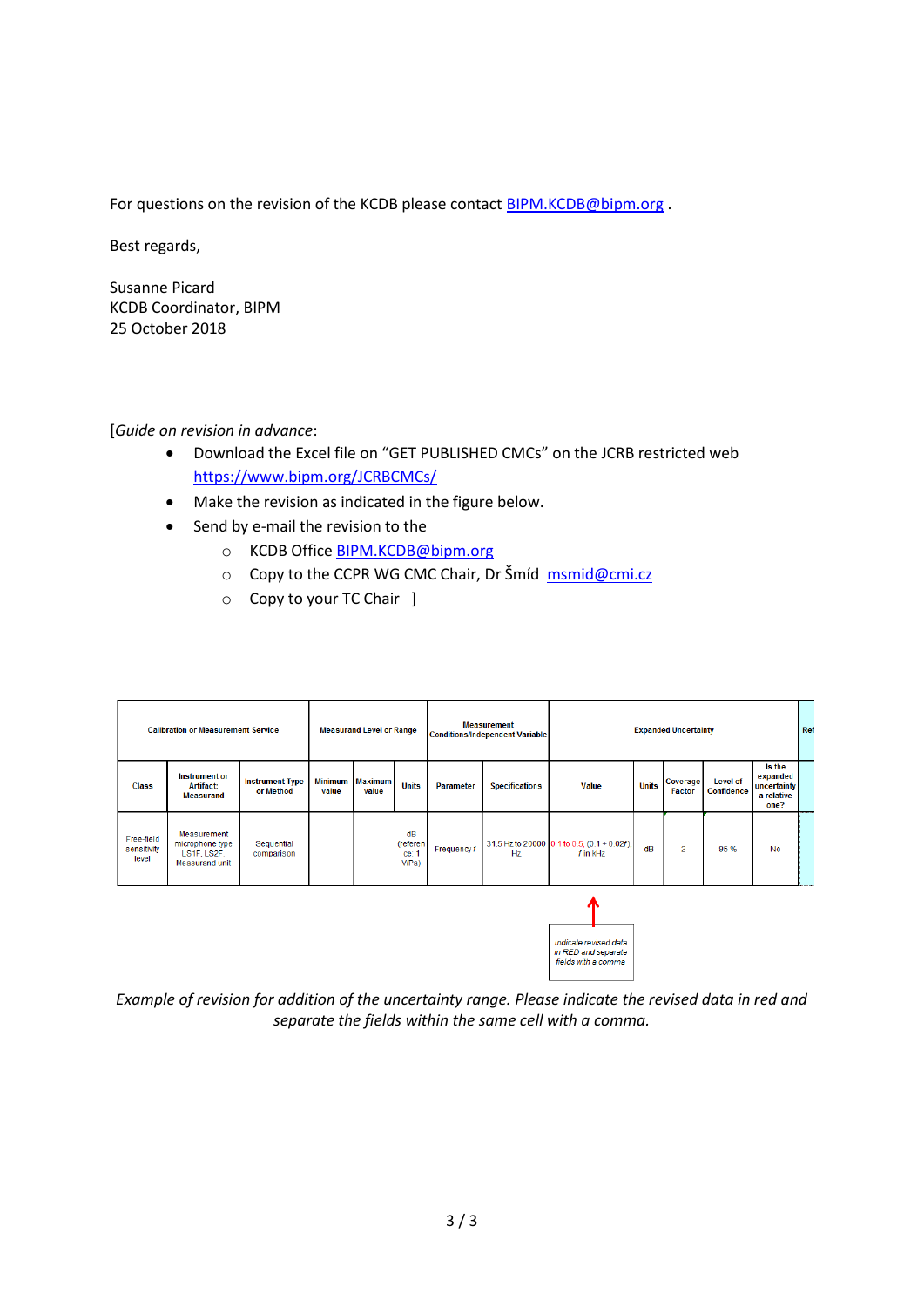For questions on the revision of the KCDB please contact BIPM.KCDB@bipm.org .

Best regards,

Susanne Picard
KCDB Coordinator, BIPM
25 October 2018

[*Guide on revision in advance*:

- Download the Excel file on "GET PUBLISHED CMCs" on the JCRB restricted web https://www.bipm.org/JCRBCMCs/
- Make the revision as indicated in the figure below.
- Send by e-mail the revision to the
  - KCDB Office BIPM.KCDB@bipm.org
  - Copy to the CCPR WG CMC Chair, Dr Šmíd msmid@cmi.cz
  - Copy to your TC Chair ]

| Calibration or Measurement Service | | | Measurand Level or Range | | | Measurement Conditions/Independent Variable | | Expanded Uncertainty | | | | | Ref |
|---|---|---|---|---|---|---|---|---|---|---|---|---|---|
| Class | Instrument or Artifact: Measurand | Instrument Type or Method | Minimum value | Maximum value | Units | Parameter | Specifications | Value | Units | Coverage Factor | Level of Confidence | Is the expanded uncertainty a relative one? | |
| Free-field sensitivity level | Measurement microphone type LS1F, LS2F Measurand unit | Sequential comparison | | | dB (reference: 1 V/Pa) | Frequency f | 31.5 Hz to 20000 Hz | 0.1 to 0.5, (0.1 + 0.02f), f in kHz | dB | 2 | 95 % | No | |

*Indicate revised data in RED and separate fields with a comma*

*Example of revision for addition of the uncertainty range. Please indicate the revised data in red and separate the fields within the same cell with a comma.*